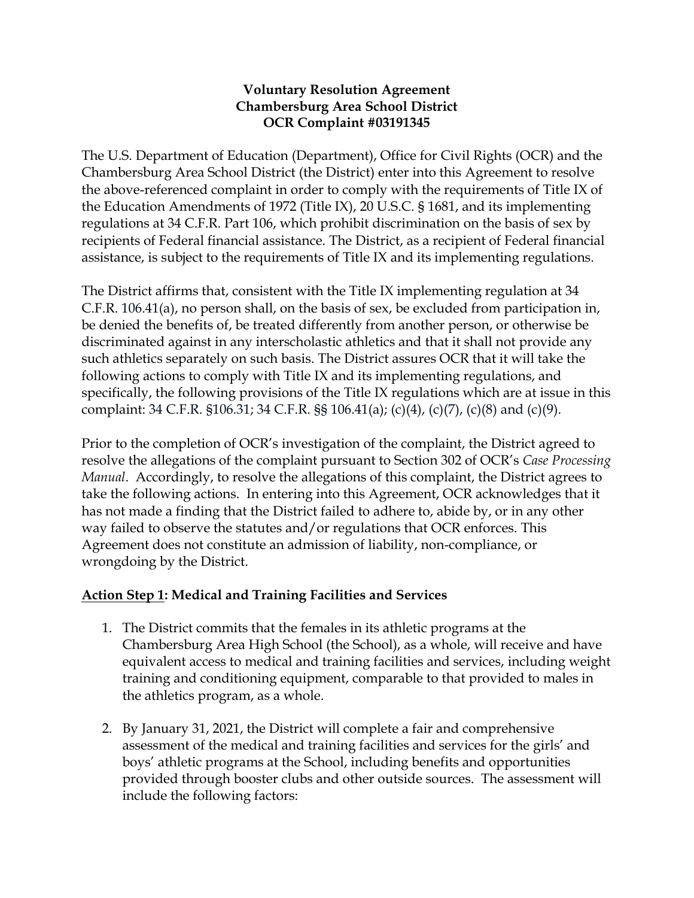**Voluntary Resolution Agreement**
**Chambersburg Area School District**
**OCR Complaint #03191345**

The U.S. Department of Education (Department), Office for Civil Rights (OCR) and the Chambersburg Area School District (the District) enter into this Agreement to resolve the above-referenced complaint in order to comply with the requirements of Title IX of the Education Amendments of 1972 (Title IX), 20 U.S.C. § 1681, and its implementing regulations at 34 C.F.R. Part 106, which prohibit discrimination on the basis of sex by recipients of Federal financial assistance. The District, as a recipient of Federal financial assistance, is subject to the requirements of Title IX and its implementing regulations.

The District affirms that, consistent with the Title IX implementing regulation at 34 C.F.R. 106.41(a), no person shall, on the basis of sex, be excluded from participation in, be denied the benefits of, be treated differently from another person, or otherwise be discriminated against in any interscholastic athletics and that it shall not provide any such athletics separately on such basis. The District assures OCR that it will take the following actions to comply with Title IX and its implementing regulations, and specifically, the following provisions of the Title IX regulations which are at issue in this complaint: 34 C.F.R. §106.31; 34 C.F.R. §§ 106.41(a); (c)(4), (c)(7), (c)(8) and (c)(9).

Prior to the completion of OCR's investigation of the complaint, the District agreed to resolve the allegations of the complaint pursuant to Section 302 of OCR's *Case Processing Manual*. Accordingly, to resolve the allegations of this complaint, the District agrees to take the following actions. In entering into this Agreement, OCR acknowledges that it has not made a finding that the District failed to adhere to, abide by, or in any other way failed to observe the statutes and/or regulations that OCR enforces. This Agreement does not constitute an admission of liability, non-compliance, or wrongdoing by the District.

**<u>Action Step 1</u>: Medical and Training Facilities and Services**

1. The District commits that the females in its athletic programs at the Chambersburg Area High School (the School), as a whole, will receive and have equivalent access to medical and training facilities and services, including weight training and conditioning equipment, comparable to that provided to males in the athletics program, as a whole.

2. By January 31, 2021, the District will complete a fair and comprehensive assessment of the medical and training facilities and services for the girls' and boys' athletic programs at the School, including benefits and opportunities provided through booster clubs and other outside sources. The assessment will include the following factors: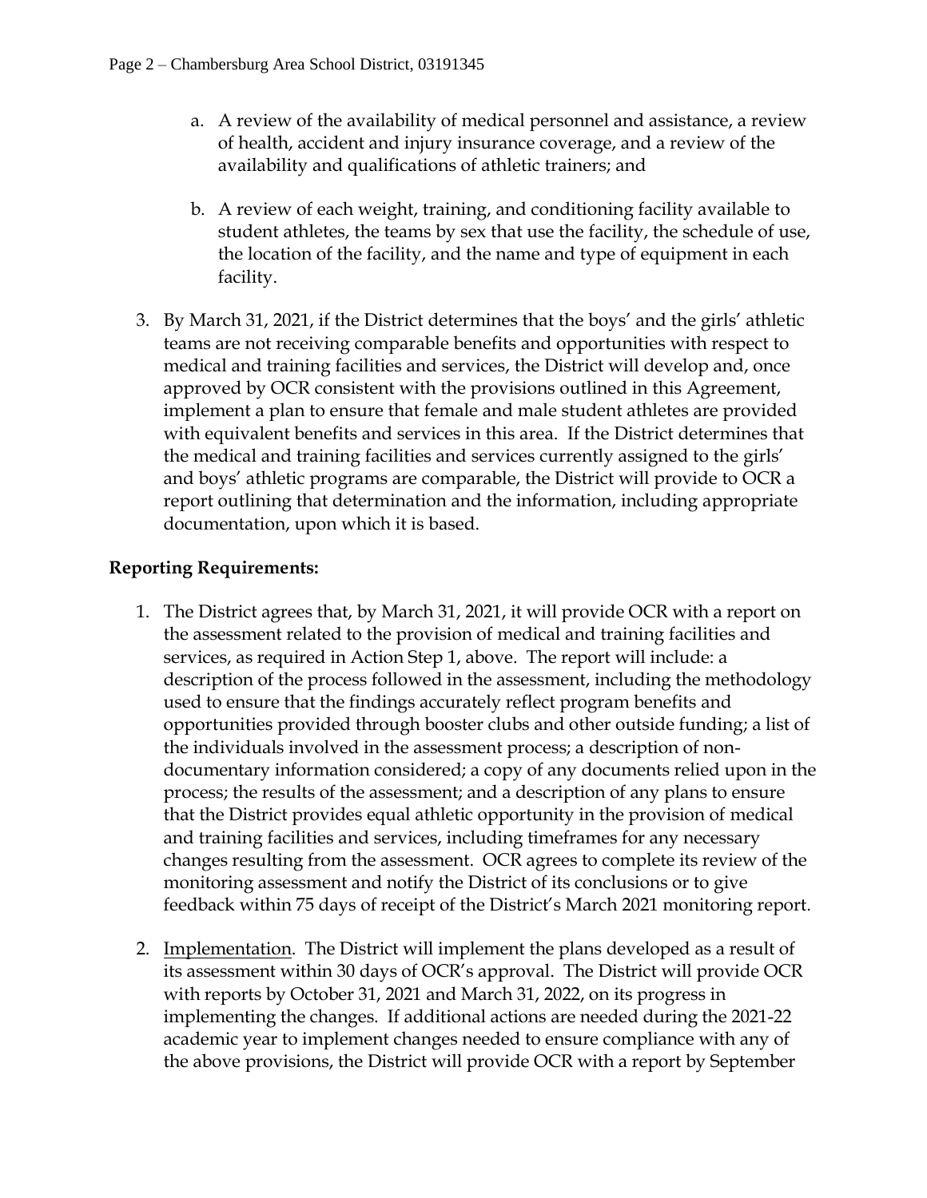a. A review of the availability of medical personnel and assistance, a review of health, accident and injury insurance coverage, and a review of the availability and qualifications of athletic trainers; and

   b. A review of each weight, training, and conditioning facility available to student athletes, the teams by sex that use the facility, the schedule of use, the location of the facility, and the name and type of equipment in each facility.

3. By March 31, 2021, if the District determines that the boys' and the girls' athletic teams are not receiving comparable benefits and opportunities with respect to medical and training facilities and services, the District will develop and, once approved by OCR consistent with the provisions outlined in this Agreement, implement a plan to ensure that female and male student athletes are provided with equivalent benefits and services in this area. If the District determines that the medical and training facilities and services currently assigned to the girls' and boys' athletic programs are comparable, the District will provide to OCR a report outlining that determination and the information, including appropriate documentation, upon which it is based.

**Reporting Requirements:**

1. The District agrees that, by March 31, 2021, it will provide OCR with a report on the assessment related to the provision of medical and training facilities and services, as required in Action Step 1, above. The report will include: a description of the process followed in the assessment, including the methodology used to ensure that the findings accurately reflect program benefits and opportunities provided through booster clubs and other outside funding; a list of the individuals involved in the assessment process; a description of non-documentary information considered; a copy of any documents relied upon in the process; the results of the assessment; and a description of any plans to ensure that the District provides equal athletic opportunity in the provision of medical and training facilities and services, including timeframes for any necessary changes resulting from the assessment. OCR agrees to complete its review of the monitoring assessment and notify the District of its conclusions or to give feedback within 75 days of receipt of the District's March 2021 monitoring report.

2. Implementation. The District will implement the plans developed as a result of its assessment within 30 days of OCR's approval. The District will provide OCR with reports by October 31, 2021 and March 31, 2022, on its progress in implementing the changes. If additional actions are needed during the 2021-22 academic year to implement changes needed to ensure compliance with any of the above provisions, the District will provide OCR with a report by September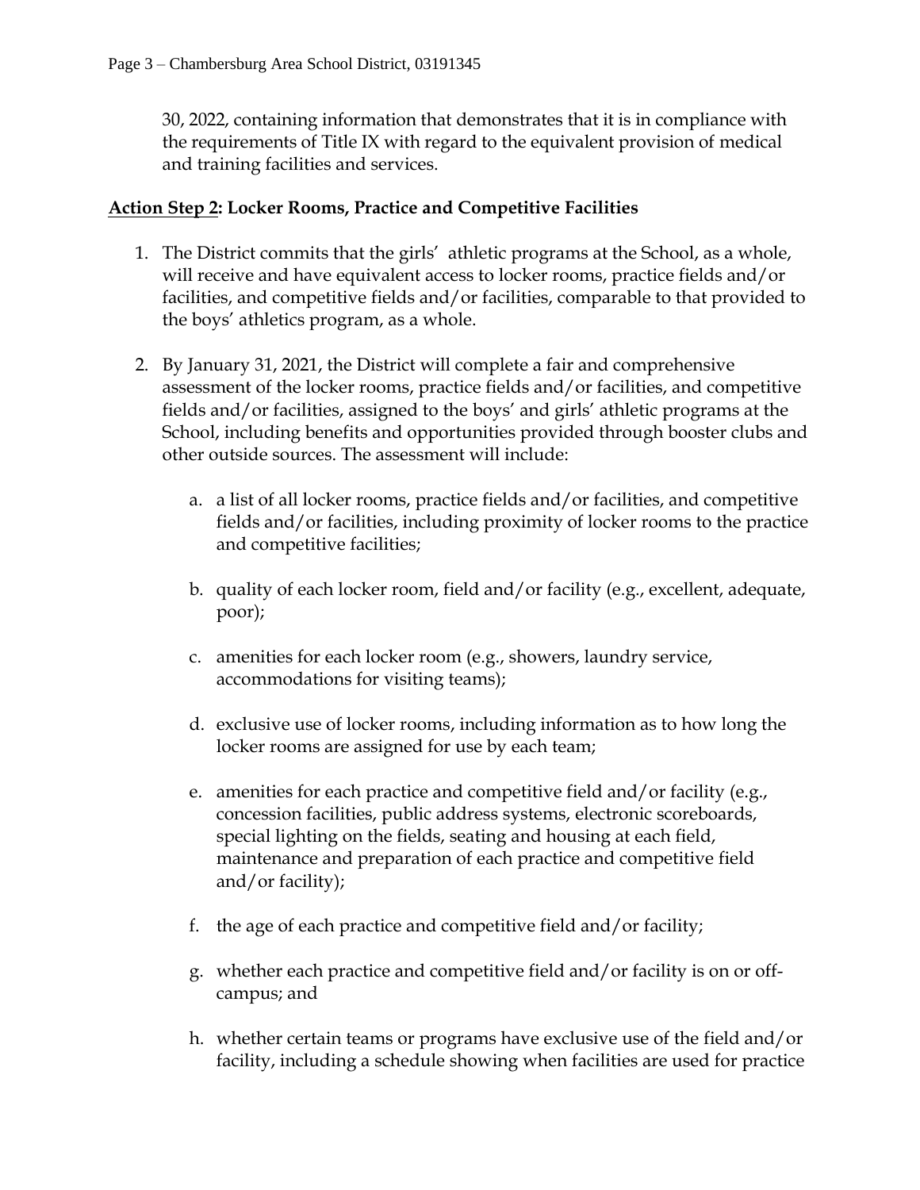30, 2022, containing information that demonstrates that it is in compliance with the requirements of Title IX with regard to the equivalent provision of medical and training facilities and services.

**<u>Action Step 2</u>: Locker Rooms, Practice and Competitive Facilities**

1. The District commits that the girls' athletic programs at the School, as a whole, will receive and have equivalent access to locker rooms, practice fields and/or facilities, and competitive fields and/or facilities, comparable to that provided to the boys' athletics program, as a whole.

2. By January 31, 2021, the District will complete a fair and comprehensive assessment of the locker rooms, practice fields and/or facilities, and competitive fields and/or facilities, assigned to the boys' and girls' athletic programs at the School, including benefits and opportunities provided through booster clubs and other outside sources. The assessment will include:

    a. a list of all locker rooms, practice fields and/or facilities, and competitive fields and/or facilities, including proximity of locker rooms to the practice and competitive facilities;

    b. quality of each locker room, field and/or facility (e.g., excellent, adequate, poor);

    c. amenities for each locker room (e.g., showers, laundry service, accommodations for visiting teams);

    d. exclusive use of locker rooms, including information as to how long the locker rooms are assigned for use by each team;

    e. amenities for each practice and competitive field and/or facility (e.g., concession facilities, public address systems, electronic scoreboards, special lighting on the fields, seating and housing at each field, maintenance and preparation of each practice and competitive field and/or facility);

    f. the age of each practice and competitive field and/or facility;

    g. whether each practice and competitive field and/or facility is on or off-campus; and

    h. whether certain teams or programs have exclusive use of the field and/or facility, including a schedule showing when facilities are used for practice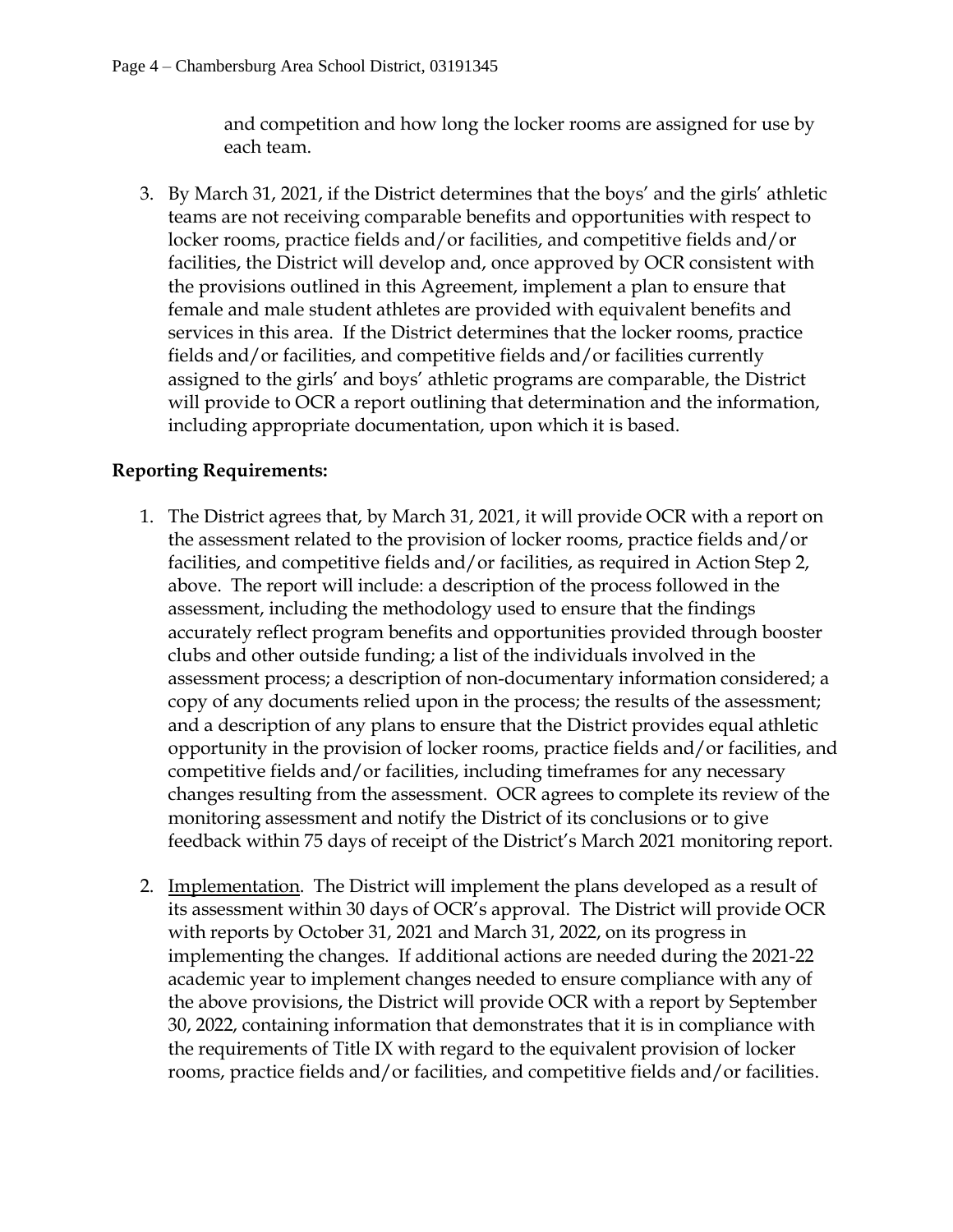and competition and how long the locker rooms are assigned for use by each team.

3. By March 31, 2021, if the District determines that the boys' and the girls' athletic teams are not receiving comparable benefits and opportunities with respect to locker rooms, practice fields and/or facilities, and competitive fields and/or facilities, the District will develop and, once approved by OCR consistent with the provisions outlined in this Agreement, implement a plan to ensure that female and male student athletes are provided with equivalent benefits and services in this area. If the District determines that the locker rooms, practice fields and/or facilities, and competitive fields and/or facilities currently assigned to the girls' and boys' athletic programs are comparable, the District will provide to OCR a report outlining that determination and the information, including appropriate documentation, upon which it is based.

**Reporting Requirements:**

1. The District agrees that, by March 31, 2021, it will provide OCR with a report on the assessment related to the provision of locker rooms, practice fields and/or facilities, and competitive fields and/or facilities, as required in Action Step 2, above. The report will include: a description of the process followed in the assessment, including the methodology used to ensure that the findings accurately reflect program benefits and opportunities provided through booster clubs and other outside funding; a list of the individuals involved in the assessment process; a description of non-documentary information considered; a copy of any documents relied upon in the process; the results of the assessment; and a description of any plans to ensure that the District provides equal athletic opportunity in the provision of locker rooms, practice fields and/or facilities, and competitive fields and/or facilities, including timeframes for any necessary changes resulting from the assessment. OCR agrees to complete its review of the monitoring assessment and notify the District of its conclusions or to give feedback within 75 days of receipt of the District's March 2021 monitoring report.

2. Implementation. The District will implement the plans developed as a result of its assessment within 30 days of OCR's approval. The District will provide OCR with reports by October 31, 2021 and March 31, 2022, on its progress in implementing the changes. If additional actions are needed during the 2021-22 academic year to implement changes needed to ensure compliance with any of the above provisions, the District will provide OCR with a report by September 30, 2022, containing information that demonstrates that it is in compliance with the requirements of Title IX with regard to the equivalent provision of locker rooms, practice fields and/or facilities, and competitive fields and/or facilities.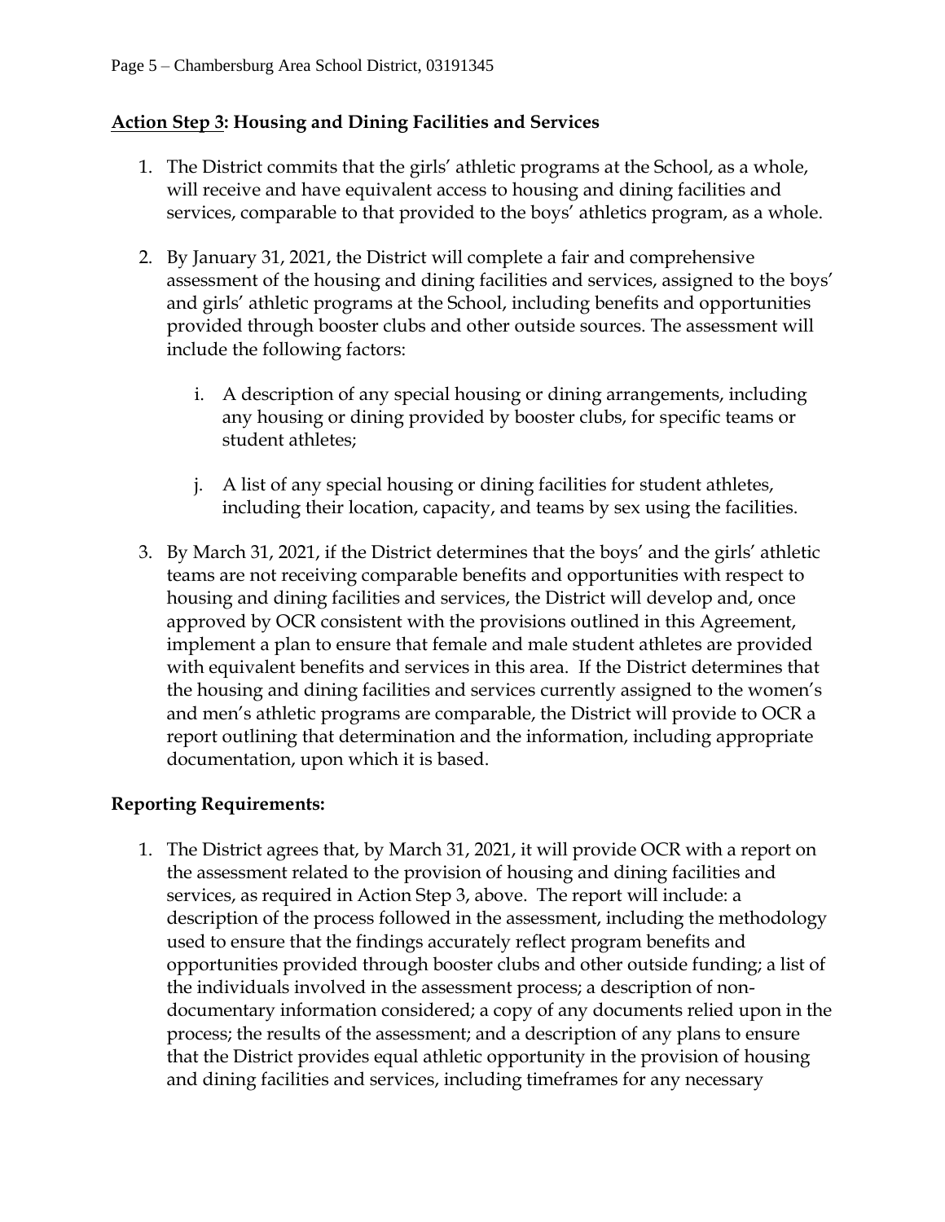**Action Step 3: Housing and Dining Facilities and Services**

1. The District commits that the girls' athletic programs at the School, as a whole, will receive and have equivalent access to housing and dining facilities and services, comparable to that provided to the boys' athletics program, as a whole.

2. By January 31, 2021, the District will complete a fair and comprehensive assessment of the housing and dining facilities and services, assigned to the boys' and girls' athletic programs at the School, including benefits and opportunities provided through booster clubs and other outside sources. The assessment will include the following factors:

   i. A description of any special housing or dining arrangements, including any housing or dining provided by booster clubs, for specific teams or student athletes;

   j. A list of any special housing or dining facilities for student athletes, including their location, capacity, and teams by sex using the facilities.

3. By March 31, 2021, if the District determines that the boys' and the girls' athletic teams are not receiving comparable benefits and opportunities with respect to housing and dining facilities and services, the District will develop and, once approved by OCR consistent with the provisions outlined in this Agreement, implement a plan to ensure that female and male student athletes are provided with equivalent benefits and services in this area. If the District determines that the housing and dining facilities and services currently assigned to the women's and men's athletic programs are comparable, the District will provide to OCR a report outlining that determination and the information, including appropriate documentation, upon which it is based.

**Reporting Requirements:**

1. The District agrees that, by March 31, 2021, it will provide OCR with a report on the assessment related to the provision of housing and dining facilities and services, as required in Action Step 3, above. The report will include: a description of the process followed in the assessment, including the methodology used to ensure that the findings accurately reflect program benefits and opportunities provided through booster clubs and other outside funding; a list of the individuals involved in the assessment process; a description of non-documentary information considered; a copy of any documents relied upon in the process; the results of the assessment; and a description of any plans to ensure that the District provides equal athletic opportunity in the provision of housing and dining facilities and services, including timeframes for any necessary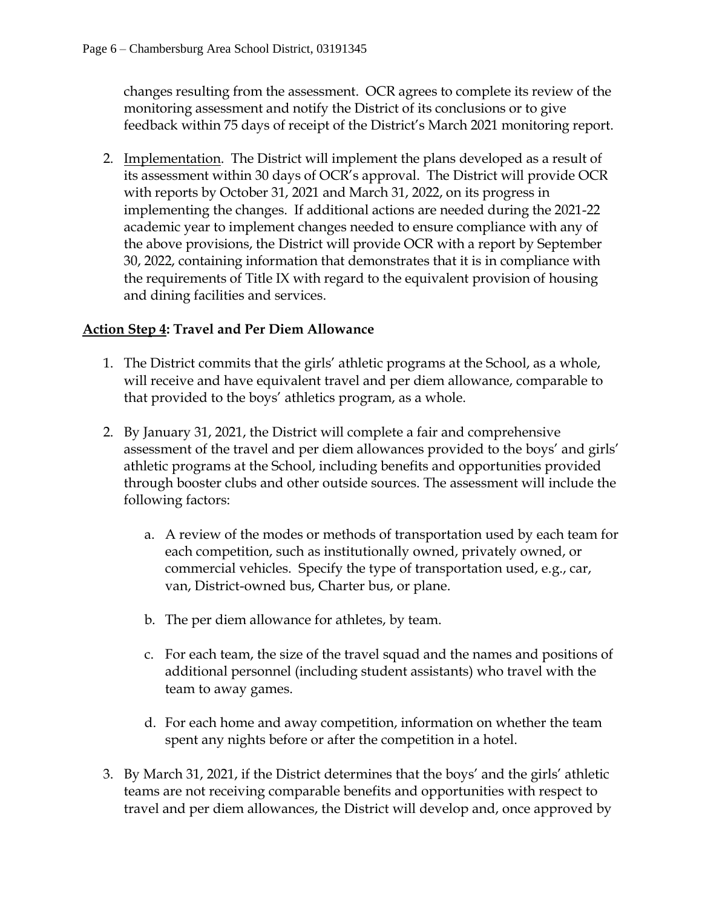changes resulting from the assessment. OCR agrees to complete its review of the monitoring assessment and notify the District of its conclusions or to give feedback within 75 days of receipt of the District's March 2021 monitoring report.

2. Implementation. The District will implement the plans developed as a result of its assessment within 30 days of OCR's approval. The District will provide OCR with reports by October 31, 2021 and March 31, 2022, on its progress in implementing the changes. If additional actions are needed during the 2021-22 academic year to implement changes needed to ensure compliance with any of the above provisions, the District will provide OCR with a report by September 30, 2022, containing information that demonstrates that it is in compliance with the requirements of Title IX with regard to the equivalent provision of housing and dining facilities and services.

**Action Step 4: Travel and Per Diem Allowance**

1. The District commits that the girls' athletic programs at the School, as a whole, will receive and have equivalent travel and per diem allowance, comparable to that provided to the boys' athletics program, as a whole.

2. By January 31, 2021, the District will complete a fair and comprehensive assessment of the travel and per diem allowances provided to the boys' and girls' athletic programs at the School, including benefits and opportunities provided through booster clubs and other outside sources. The assessment will include the following factors:

   a. A review of the modes or methods of transportation used by each team for each competition, such as institutionally owned, privately owned, or commercial vehicles. Specify the type of transportation used, e.g., car, van, District-owned bus, Charter bus, or plane.

   b. The per diem allowance for athletes, by team.

   c. For each team, the size of the travel squad and the names and positions of additional personnel (including student assistants) who travel with the team to away games.

   d. For each home and away competition, information on whether the team spent any nights before or after the competition in a hotel.

3. By March 31, 2021, if the District determines that the boys' and the girls' athletic teams are not receiving comparable benefits and opportunities with respect to travel and per diem allowances, the District will develop and, once approved by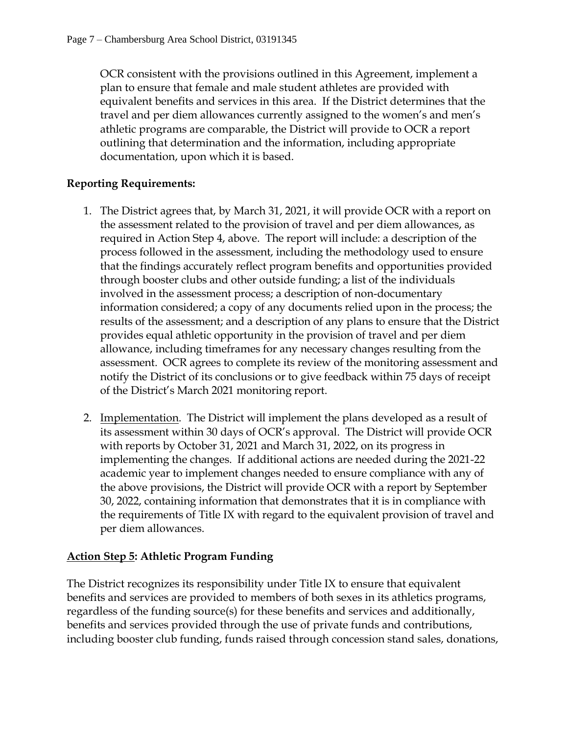OCR consistent with the provisions outlined in this Agreement, implement a plan to ensure that female and male student athletes are provided with equivalent benefits and services in this area. If the District determines that the travel and per diem allowances currently assigned to the women's and men's athletic programs are comparable, the District will provide to OCR a report outlining that determination and the information, including appropriate documentation, upon which it is based.

**Reporting Requirements:**

1. The District agrees that, by March 31, 2021, it will provide OCR with a report on the assessment related to the provision of travel and per diem allowances, as required in Action Step 4, above. The report will include: a description of the process followed in the assessment, including the methodology used to ensure that the findings accurately reflect program benefits and opportunities provided through booster clubs and other outside funding; a list of the individuals involved in the assessment process; a description of non-documentary information considered; a copy of any documents relied upon in the process; the results of the assessment; and a description of any plans to ensure that the District provides equal athletic opportunity in the provision of travel and per diem allowance, including timeframes for any necessary changes resulting from the assessment. OCR agrees to complete its review of the monitoring assessment and notify the District of its conclusions or to give feedback within 75 days of receipt of the District's March 2021 monitoring report.

2. Implementation. The District will implement the plans developed as a result of its assessment within 30 days of OCR's approval. The District will provide OCR with reports by October 31, 2021 and March 31, 2022, on its progress in implementing the changes. If additional actions are needed during the 2021-22 academic year to implement changes needed to ensure compliance with any of the above provisions, the District will provide OCR with a report by September 30, 2022, containing information that demonstrates that it is in compliance with the requirements of Title IX with regard to the equivalent provision of travel and per diem allowances.

**Action Step 5: Athletic Program Funding**

The District recognizes its responsibility under Title IX to ensure that equivalent benefits and services are provided to members of both sexes in its athletics programs, regardless of the funding source(s) for these benefits and services and additionally, benefits and services provided through the use of private funds and contributions, including booster club funding, funds raised through concession stand sales, donations,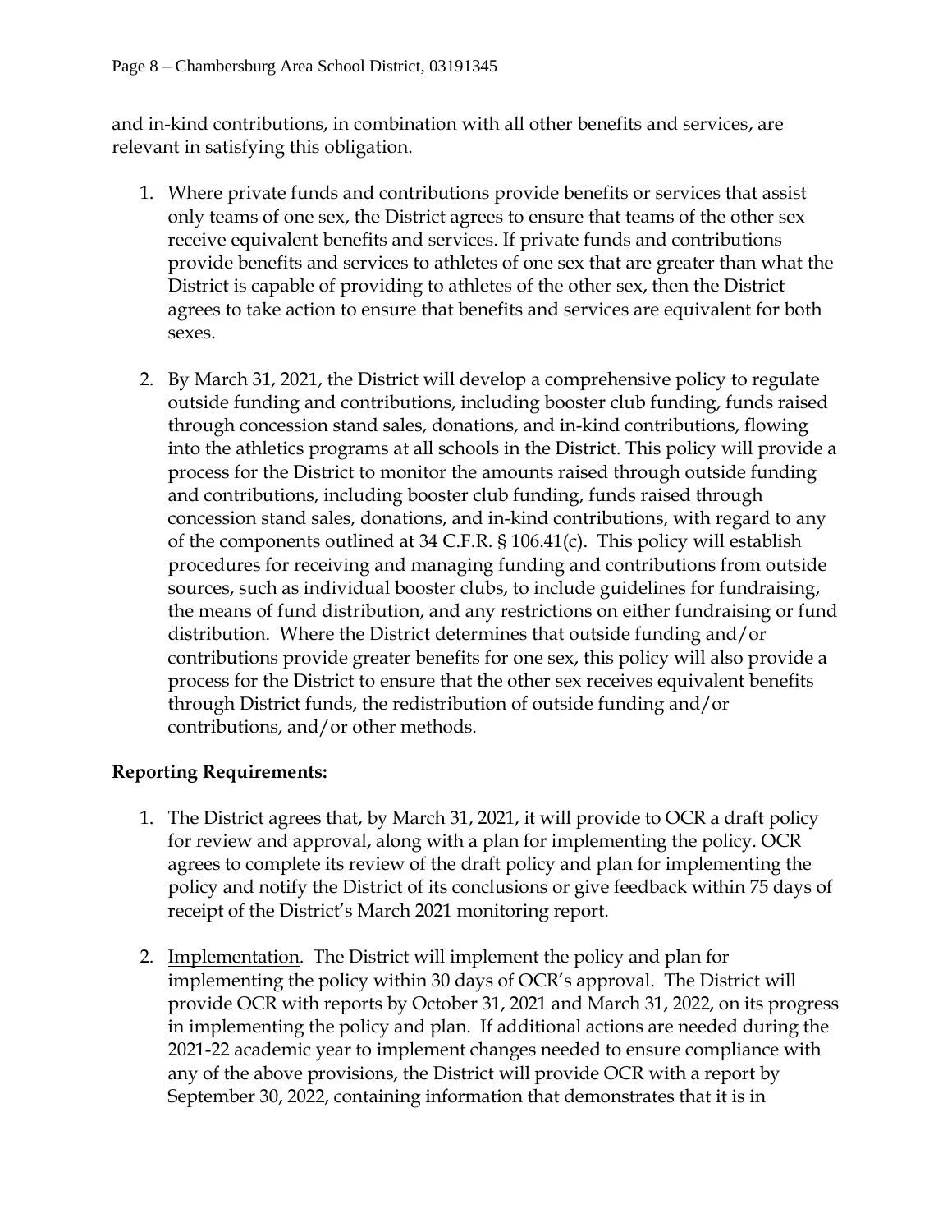and in-kind contributions, in combination with all other benefits and services, are relevant in satisfying this obligation.

1. Where private funds and contributions provide benefits or services that assist only teams of one sex, the District agrees to ensure that teams of the other sex receive equivalent benefits and services. If private funds and contributions provide benefits and services to athletes of one sex that are greater than what the District is capable of providing to athletes of the other sex, then the District agrees to take action to ensure that benefits and services are equivalent for both sexes.

2. By March 31, 2021, the District will develop a comprehensive policy to regulate outside funding and contributions, including booster club funding, funds raised through concession stand sales, donations, and in-kind contributions, flowing into the athletics programs at all schools in the District. This policy will provide a process for the District to monitor the amounts raised through outside funding and contributions, including booster club funding, funds raised through concession stand sales, donations, and in-kind contributions, with regard to any of the components outlined at 34 C.F.R. § 106.41(c). This policy will establish procedures for receiving and managing funding and contributions from outside sources, such as individual booster clubs, to include guidelines for fundraising, the means of fund distribution, and any restrictions on either fundraising or fund distribution. Where the District determines that outside funding and/or contributions provide greater benefits for one sex, this policy will also provide a process for the District to ensure that the other sex receives equivalent benefits through District funds, the redistribution of outside funding and/or contributions, and/or other methods.

**Reporting Requirements:**

1. The District agrees that, by March 31, 2021, it will provide to OCR a draft policy for review and approval, along with a plan for implementing the policy. OCR agrees to complete its review of the draft policy and plan for implementing the policy and notify the District of its conclusions or give feedback within 75 days of receipt of the District's March 2021 monitoring report.

2. Implementation. The District will implement the policy and plan for implementing the policy within 30 days of OCR's approval. The District will provide OCR with reports by October 31, 2021 and March 31, 2022, on its progress in implementing the policy and plan. If additional actions are needed during the 2021-22 academic year to implement changes needed to ensure compliance with any of the above provisions, the District will provide OCR with a report by September 30, 2022, containing information that demonstrates that it is in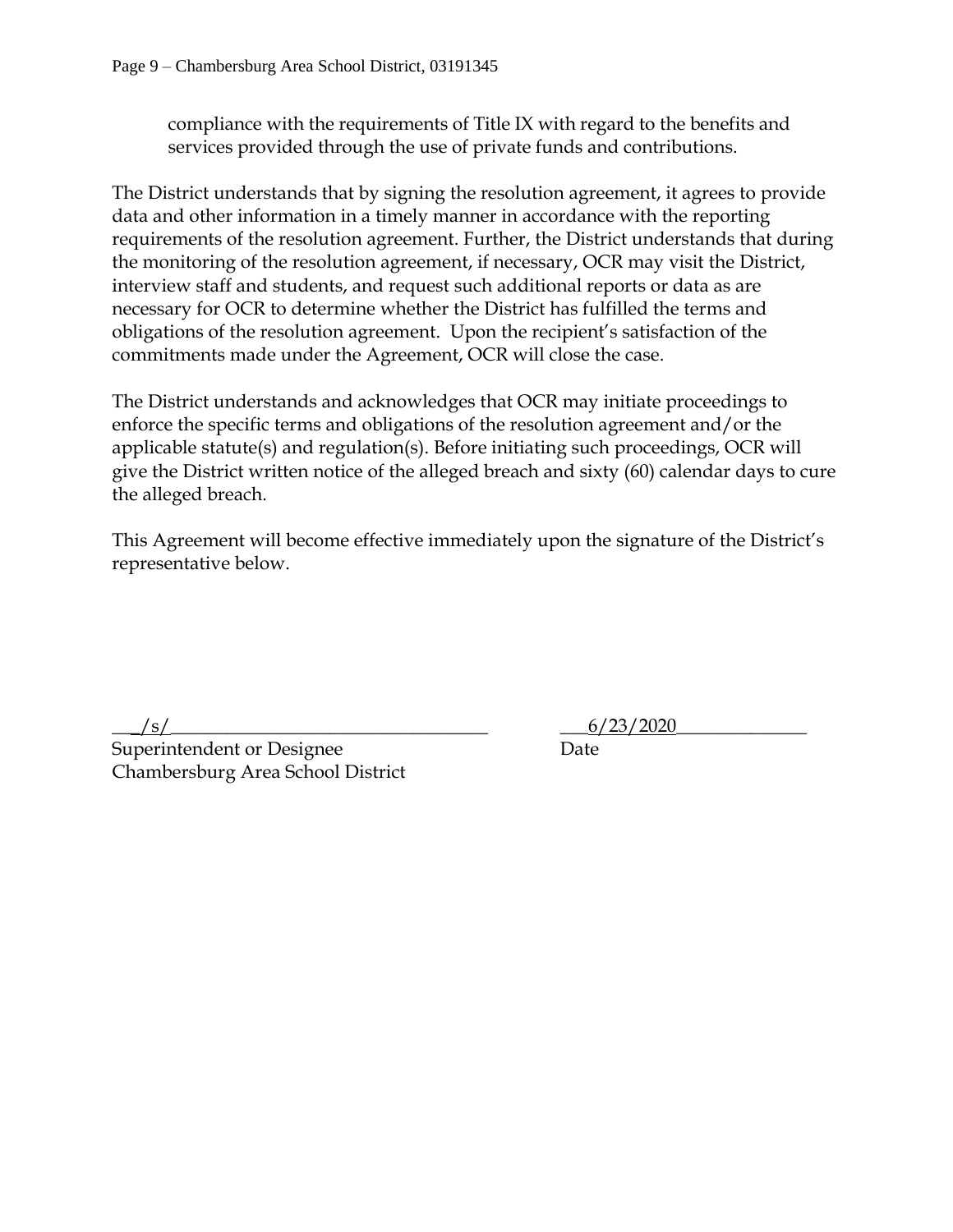compliance with the requirements of Title IX with regard to the benefits and services provided through the use of private funds and contributions.

The District understands that by signing the resolution agreement, it agrees to provide data and other information in a timely manner in accordance with the reporting requirements of the resolution agreement. Further, the District understands that during the monitoring of the resolution agreement, if necessary, OCR may visit the District, interview staff and students, and request such additional reports or data as are necessary for OCR to determine whether the District has fulfilled the terms and obligations of the resolution agreement. Upon the recipient's satisfaction of the commitments made under the Agreement, OCR will close the case.

The District understands and acknowledges that OCR may initiate proceedings to enforce the specific terms and obligations of the resolution agreement and/or the applicable statute(s) and regulation(s). Before initiating such proceedings, OCR will give the District written notice of the alleged breach and sixty (60) calendar days to cure the alleged breach.

This Agreement will become effective immediately upon the signature of the District's representative below.

/s/
Superintendent or Designee
Chambersburg Area School District

6/23/2020
Date